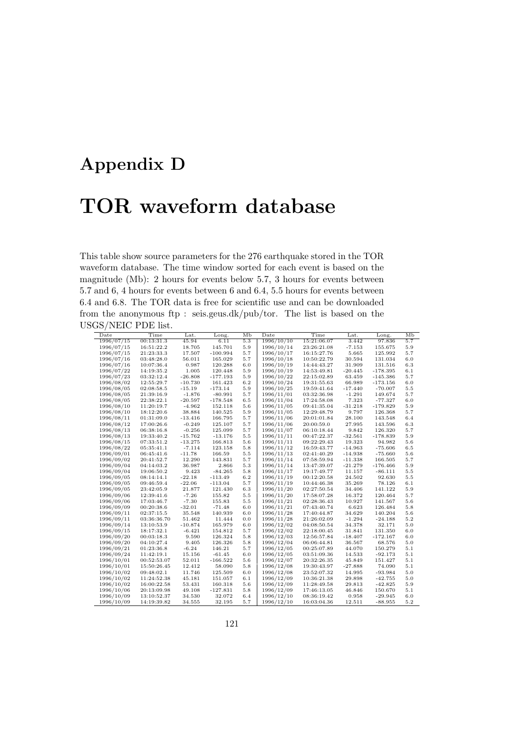# Appendix D

# TOR waveform database

This table show source parameters for the 276 earthquake stored in the TOR waveform database. The time window sorted for each event is based on the magnitude (Mb): 2 hours for events below 5.7, 3 hours for events between 5.7 and 6, 4 hours for events between 6 and 6.4, 5.5 hours for events between 6.4 and 6.8. The TOR data is free for scientific use and can be downloaded from the anonymous ftp : seis.geus.dk/pub/tor. The list is based on the USGS/NEIC PDE list.

| Date | Time | Lat. | Long. | Mb | Date | Time | Lat. | Long. | Mb |
|---|---|---|---|---|---|---|---|---|---|
| 1996/07/15 | 00:13:31.3 | 45.94 | 6.11 | 5.3 | 1996/10/10 | 15:21:06.07 | 3.442 | 97.836 | 5.7 |
| 1996/07/15 | 16:51:22.2 | 18.705 | 145.701 | 5.9 | 1996/10/14 | 23:26:21.08 | -7.153 | 155.675 | 5.9 |
| 1996/07/15 | 21:23:33.3 | 17.507 | -100.994 | 5.7 | 1996/10/17 | 16:15:27.76 | 5.665 | 125.992 | 5.7 |
| 1996/07/16 | 03:48:28.0 | 56.011 | 165.029 | 5.7 | 1996/10/18 | 10:50:22.79 | 30.594 | 131.034 | 6.0 |
| 1996/07/16 | 10:07:36.4 | 0.987 | 120.288 | 6.0 | 1996/10/19 | 14:44:43.27 | 31.909 | 131.516 | 6.3 |
| 1996/07/22 | 14:19:35.2 | 1.005 | 120.448 | 5.9 | 1996/10/19 | 14:53:49.81 | -20.445 | -178.395 | 6.1 |
| 1996/07/23 | 03:32:12.4 | -26.808 | -177.193 | 5.9 | 1996/10/22 | 22:15:02.89 | 63.459 | -145.386 | 5.7 |
| 1996/08/02 | 12:55:29.7 | -10.730 | 161.423 | 6.2 | 1996/10/24 | 19:31:55.63 | 66.989 | -173.156 | 6.0 |
| 1996/08/05 | 02:08:58.5 | -15.19 | -173.14 | 5.9 | 1996/10/25 | 19:59:41.64 | -17.440 | -70.007 | 5.5 |
| 1996/08/05 | 21:39:16.9 | -1.876 | -80.991 | 5.7 | 1996/11/01 | 03:32:36.98 | -1.291 | 149.674 | 5.7 |
| 1996/08/05 | 22:38:22.1 | -20.597 | -178.548 | 6.5 | 1996/11/04 | 17:24:58.08 | 7.323 | -77.327 | 6.0 |
| 1996/08/10 | 11:20:19.7 | -4.962 | 152.118 | 5.6 | 1996/11/05 | 09:41:35.04 | -31.218 | -179.829 | 5.9 |
| 1996/08/10 | 18:12:20.6 | 38.884 | 140.525 | 5.9 | 1996/11/05 | 12:29:48.79 | 9.797 | 126.368 | 5.7 |
| 1996/08/11 | 01:31:09.0 | -13.416 | 166.795 | 5.7 | 1996/11/06 | 20:01:01.84 | 28.100 | 143.548 | 6.4 |
| 1996/08/12 | 17:00:26.6 | -0.249 | 125.107 | 5.7 | 1996/11/06 | 20:00:59.0 | 27.995 | 143.596 | 6.3 |
| 1996/08/13 | 06:38:16.8 | -0.256 | 125.099 | 5.7 | 1996/11/07 | 06:10:18.44 | 9.842 | 126.320 | 5.7 |
| 1996/08/13 | 19:33:40.2 | -15.762 | -13.176 | 5.5 | 1996/11/11 | 00:47:22.37 | -32.561 | -178.839 | 5.9 |
| 1996/08/15 | 07:33:51.2 | -13.275 | 166.813 | 5.6 | 1996/11/11 | 09:22:29.43 | 19.323 | 94.982 | 5.6 |
| 1996/08/22 | 05:35:41.1 | -7.114 | 123.158 | 5.8 | 1996/11/12 | 16:59:43.77 | -14.963 | -75.606 | 6.5 |
| 1996/09/01 | 06:45:41.6 | -11.78 | 166.59 | 5.5 | 1996/11/13 | 02:41:40.29 | -14.938 | -75.660 | 5.6 |
| 1996/09/02 | 20:41:52.7 | 12.290 | 143.831 | 5.7 | 1996/11/14 | 07:58:59.94 | -11.338 | 166.505 | 5.7 |
| 1996/09/04 | 04:14:03.2 | 36.987 | 2.866 | 5.3 | 1996/11/14 | 13:47:39.07 | -21.279 | -176.466 | 5.9 |
| 1996/09/04 | 19:06:50.2 | 9.423 | -84.265 | 5.8 | 1996/11/17 | 19:17:49.77 | 11.157 | -86.111 | 5.5 |
| 1996/09/05 | 08:14:14.1 | -22.18 | -113.49 | 6.2 | 1996/11/19 | 00:12:20.58 | 24.502 | 92.630 | 5.5 |
| 1996/09/05 | 09:46:59.4 | -22.06 | -113.04 | 5.7 | 1996/11/19 | 10:44:46.38 | 35.269 | 78.126 | 6.1 |
| 1996/09/05 | 23:42:05.9 | 21.877 | 121.430 | 6.3 | 1996/11/20 | 02:27:50.54 | 34.406 | 141.122 | 5.9 |
| 1996/09/06 | 12:39:41.6 | -7.26 | 155.82 | 5.5 | 1996/11/20 | 17:58:07.28 | 16.372 | 120.464 | 5.7 |
| 1996/09/06 | 17:03:46.7 | -7.30 | 155.83 | 5.5 | 1996/11/21 | 02:28:36.43 | 10.927 | 141.567 | 5.6 |
| 1996/09/09 | 00:20:38.6 | -32.01 | -71.48 | 6.0 | 1996/11/21 | 07:43:40.74 | 6.623 | 126.484 | 5.8 |
| 1996/09/11 | 02:37:15.5 | 35.548 | 140.939 | 6.0 | 1996/11/28 | 17:40:44.87 | 34.629 | 140.204 | 5.6 |
| 1996/09/11 | 03:36:36.70 | 51.462 | 11.444 | 0.0 | 1996/11/28 | 21:26:02.09 | -1.294 | -24.188 | 5.2 |
| 1996/09/14 | 13:10:53.9 | -10.874 | 165.979 | 6.0 | 1996/12/02 | 04:08:50.54 | 34.378 | 32.171 | 5.0 |
| 1996/09/15 | 18:17:32.1 | -6.421 | 154.812 | 5.7 | 1996/12/02 | 22:18:00.45 | 31.841 | 131.350 | 6.0 |
| 1996/09/20 | 00:03:18.3 | 9.590 | 126.324 | 5.8 | 1996/12/03 | 12:56:57.84 | -18.407 | -172.167 | 6.0 |
| 1996/09/20 | 04:10:27.4 | 9.405 | 126.326 | 5.8 | 1996/12/04 | 06:06:44.81 | 36.567 | 68.576 | 5.0 |
| 1996/09/21 | 01:23:36.8 | -6.24 | 146.21 | 5.7 | 1996/12/05 | 00:25:07.89 | 44.070 | 150.279 | 5.1 |
| 1996/09/24 | 11:42:19.1 | 15.156 | -61.45 | 6.0 | 1996/12/05 | 03:51:09.36 | 14.533 | -92.173 | 5.1 |
| 1996/10/01 | 00:52:53.07 | 52.011 | -166.522 | 5.6 | 1996/12/07 | 20:32:26.35 | 45.849 | 151.427 | 5.1 |
| 1996/10/01 | 15:50:26.45 | 12.412 | 58.090 | 5.8 | 1996/12/08 | 19:30:43.97 | -27.888 | 74.090 | 5.1 |
| 1996/10/02 | 09:48:02.1 | 11.746 | 125.509 | 6.0 | 1996/12/08 | 23:52:07.32 | 14.995 | -93.984 | 5.0 |
| 1996/10/02 | 11:24:52.38 | 45.181 | 151.057 | 6.1 | 1996/12/09 | 10:36:21.38 | 29.898 | -42.755 | 5.0 |
| 1996/10/02 | 16:00:22.58 | 53.431 | 160.318 | 5.6 | 1996/12/09 | 11:28:49.58 | 29.813 | -42.825 | 5.9 |
| 1996/10/06 | 20:13:09.98 | 49.108 | -127.831 | 5.8 | 1996/12/09 | 17:46:13.05 | 46.846 | 150.670 | 5.1 |
| 1996/10/09 | 13:10:52.37 | 34.530 | 32.072 | 6.4 | 1996/12/10 | 08:36:19.42 | 0.958 | -29.945 | 6.0 |
| 1996/10/09 | 14:19:39.82 | 34.555 | 32.195 | 5.7 | 1996/12/10 | 16:03:04.36 | 12.511 | -88.955 | 5.2 |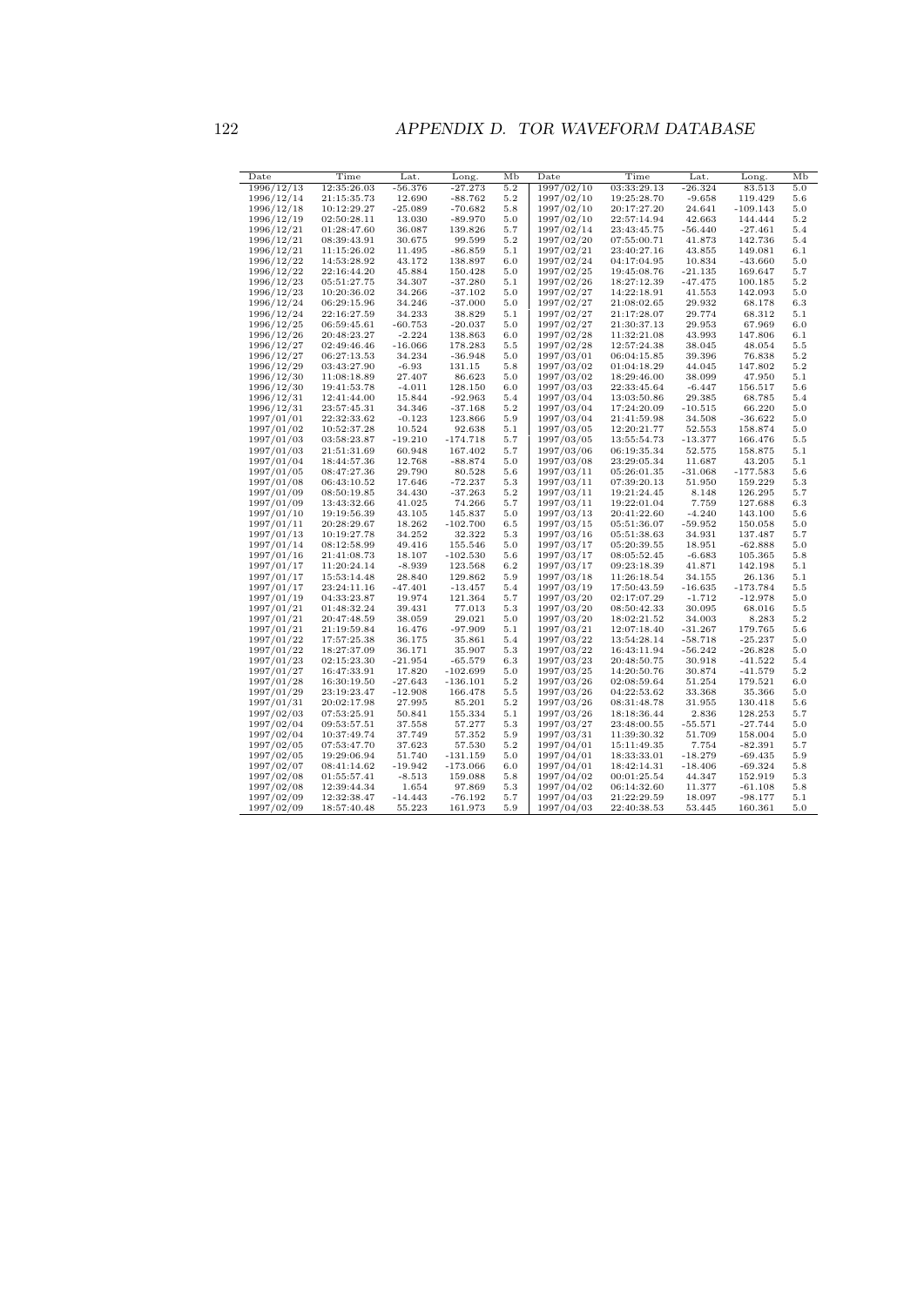| Date | Time | Lat. | Long. | Mb | Date | Time | Lat. | Long. | Mb |
|---|---|---|---|---|---|---|---|---|---|
| 1996/12/13 | 12:35:26.03 | -56.376 | -27.273 | 5.2 | 1997/02/10 | 03:33:29.13 | -26.324 | 83.513 | 5.0 |
| 1996/12/14 | 21:15:35.73 | 12.690 | -88.762 | 5.2 | 1997/02/10 | 19:25:28.70 | -9.658 | 119.429 | 5.6 |
| 1996/12/18 | 10:12:29.27 | -25.089 | -70.682 | 5.8 | 1997/02/10 | 20:17:27.20 | 24.641 | -109.143 | 5.0 |
| 1996/12/19 | 02:50:28.11 | 13.030 | -89.970 | 5.0 | 1997/02/10 | 22:57:14.94 | 42.663 | 144.444 | 5.2 |
| 1996/12/21 | 01:28:47.60 | 36.087 | 139.826 | 5.7 | 1997/02/14 | 23:43:45.75 | -56.440 | -27.461 | 5.4 |
| 1996/12/21 | 08:39:43.91 | 30.675 | 99.599 | 5.2 | 1997/02/20 | 07:55:00.71 | 41.873 | 142.736 | 5.4 |
| 1996/12/21 | 11:15:26.02 | 11.495 | -86.859 | 5.1 | 1997/02/21 | 23:40:27.16 | 43.855 | 149.081 | 6.1 |
| 1996/12/22 | 14:53:28.92 | 43.172 | 138.897 | 6.0 | 1997/02/24 | 04:17:04.95 | 10.834 | -43.660 | 5.0 |
| 1996/12/22 | 22:16:44.20 | 45.884 | 150.428 | 5.0 | 1997/02/25 | 19:45:08.76 | -21.135 | 169.647 | 5.7 |
| 1996/12/23 | 05:51:27.75 | 34.307 | -37.280 | 5.1 | 1997/02/26 | 18:27:12.39 | -47.475 | 100.185 | 5.2 |
| 1996/12/23 | 10:20:36.02 | 34.266 | -37.102 | 5.0 | 1997/02/27 | 14:22:18.91 | 41.553 | 142.093 | 5.0 |
| 1996/12/24 | 06:29:15.96 | 34.246 | -37.000 | 5.0 | 1997/02/27 | 21:08:02.65 | 29.932 | 68.178 | 6.3 |
| 1996/12/24 | 22:16:27.59 | 34.233 | 38.829 | 5.1 | 1997/02/27 | 21:17:28.07 | 29.774 | 68.312 | 5.1 |
| 1996/12/25 | 06:59:45.61 | -60.753 | -20.037 | 5.0 | 1997/02/27 | 21:30:37.13 | 29.953 | 67.969 | 6.0 |
| 1996/12/26 | 20:48:23.27 | -2.224 | 138.863 | 6.0 | 1997/02/28 | 11:32:21.08 | 43.993 | 147.806 | 6.1 |
| 1996/12/27 | 02:49:46.46 | -16.066 | 178.283 | 5.5 | 1997/02/28 | 12:57:24.38 | 38.045 | 48.054 | 5.5 |
| 1996/12/27 | 06:27:13.53 | 34.234 | -36.948 | 5.0 | 1997/03/01 | 06:04:15.85 | 39.396 | 76.838 | 5.2 |
| 1996/12/29 | 03:43:27.90 | -6.93 | 131.15 | 5.8 | 1997/03/02 | 01:04:18.29 | 44.045 | 147.802 | 5.2 |
| 1996/12/30 | 11:08:18.89 | 27.407 | 86.623 | 5.0 | 1997/03/02 | 18:29:46.00 | 38.099 | 47.950 | 5.1 |
| 1996/12/30 | 19:41:53.78 | -4.011 | 128.150 | 6.0 | 1997/03/03 | 22:33:45.64 | -6.447 | 156.517 | 5.6 |
| 1996/12/31 | 12:41:44.00 | 15.844 | -92.963 | 5.4 | 1997/03/04 | 13:03:50.86 | 29.385 | 68.785 | 5.4 |
| 1996/12/31 | 23:57:45.31 | 34.346 | -37.168 | 5.2 | 1997/03/04 | 17:24:20.09 | -10.515 | 66.220 | 5.0 |
| 1997/01/01 | 22:32:33.62 | -0.123 | 123.866 | 5.9 | 1997/03/04 | 21:41:59.98 | 34.508 | -36.622 | 5.0 |
| 1997/01/02 | 10:52:37.28 | 10.524 | 92.638 | 5.1 | 1997/03/05 | 12:20:21.77 | 52.553 | 158.874 | 5.0 |
| 1997/01/03 | 03:58:23.87 | -19.210 | -174.718 | 5.7 | 1997/03/05 | 13:55:54.73 | -13.377 | 166.476 | 5.5 |
| 1997/01/03 | 21:51:31.69 | 60.948 | 167.402 | 5.7 | 1997/03/06 | 06:19:35.34 | 52.575 | 158.875 | 5.1 |
| 1997/01/04 | 18:44:57.36 | 12.768 | -88.874 | 5.0 | 1997/03/08 | 23:29:05.34 | 11.687 | 43.205 | 5.1 |
| 1997/01/05 | 08:47:27.36 | 29.790 | 80.528 | 5.6 | 1997/03/11 | 05:26:01.35 | -31.068 | -177.583 | 5.6 |
| 1997/01/08 | 06:43:10.52 | 17.646 | -72.237 | 5.3 | 1997/03/11 | 07:39:20.13 | 51.950 | 159.229 | 5.3 |
| 1997/01/09 | 08:50:19.85 | 34.430 | -37.263 | 5.2 | 1997/03/11 | 19:21:24.45 | 8.148 | 126.295 | 5.7 |
| 1997/01/09 | 13:43:32.66 | 41.025 | 74.266 | 5.7 | 1997/03/11 | 19:22:01.04 | 7.759 | 127.688 | 6.3 |
| 1997/01/10 | 19:19:56.39 | 43.105 | 145.837 | 5.0 | 1997/03/13 | 20:41:22.60 | -4.240 | 143.100 | 5.6 |
| 1997/01/11 | 20:28:29.67 | 18.262 | -102.700 | 6.5 | 1997/03/15 | 05:51:36.07 | -59.952 | 150.058 | 5.0 |
| 1997/01/13 | 10:19:27.78 | 34.252 | 32.322 | 5.3 | 1997/03/16 | 05:51:38.63 | 34.931 | 137.487 | 5.7 |
| 1997/01/14 | 08:12:58.99 | 49.416 | 155.546 | 5.0 | 1997/03/17 | 05:20:39.55 | 18.951 | -62.888 | 5.0 |
| 1997/01/16 | 21:41:08.73 | 18.107 | -102.530 | 5.6 | 1997/03/17 | 08:05:52.45 | -6.683 | 105.365 | 5.8 |
| 1997/01/17 | 11:20:24.14 | -8.939 | 123.568 | 6.2 | 1997/03/17 | 09:23:18.39 | 41.871 | 142.198 | 5.1 |
| 1997/01/17 | 15:53:14.48 | 28.840 | 129.862 | 5.9 | 1997/03/18 | 11:26:18.54 | 34.155 | 26.136 | 5.1 |
| 1997/01/17 | 23:24:11.16 | -47.401 | -13.457 | 5.4 | 1997/03/19 | 17:50:43.59 | -16.635 | -173.784 | 5.5 |
| 1997/01/19 | 04:33:23.87 | 19.974 | 121.364 | 5.7 | 1997/03/20 | 02:17:07.29 | -1.712 | -12.978 | 5.0 |
| 1997/01/21 | 01:48:32.24 | 39.431 | 77.013 | 5.3 | 1997/03/20 | 08:50:42.33 | 30.095 | 68.016 | 5.5 |
| 1997/01/21 | 20:47:48.59 | 38.059 | 29.021 | 5.0 | 1997/03/20 | 18:02:21.52 | 34.003 | 8.283 | 5.2 |
| 1997/01/21 | 21:19:59.84 | 16.476 | -97.909 | 5.1 | 1997/03/21 | 12:07:18.40 | -31.267 | 179.765 | 5.6 |
| 1997/01/22 | 17:57:25.38 | 36.175 | 35.861 | 5.4 | 1997/03/22 | 13:54:28.14 | -58.718 | -25.237 | 5.0 |
| 1997/01/22 | 18:27:37.09 | 36.171 | 35.907 | 5.3 | 1997/03/22 | 16:43:11.94 | -56.242 | -26.828 | 5.0 |
| 1997/01/23 | 02:15:23.30 | -21.954 | -65.579 | 6.3 | 1997/03/23 | 20:48:50.75 | 30.918 | -41.522 | 5.4 |
| 1997/01/27 | 16:47:33.91 | 17.820 | -102.699 | 5.0 | 1997/03/25 | 14:20:50.76 | 30.874 | -41.579 | 5.2 |
| 1997/01/28 | 16:30:19.50 | -27.643 | -136.101 | 5.2 | 1997/03/26 | 02:08:59.64 | 51.254 | 179.521 | 6.0 |
| 1997/01/29 | 23:19:23.47 | -12.908 | 166.478 | 5.5 | 1997/03/26 | 04:22:53.62 | 33.368 | 35.366 | 5.0 |
| 1997/01/31 | 20:02:17.98 | 27.995 | 85.201 | 5.2 | 1997/03/26 | 08:31:48.78 | 31.955 | 130.418 | 5.6 |
| 1997/02/03 | 07:53:25.91 | 50.841 | 155.334 | 5.1 | 1997/03/26 | 18:18:36.44 | 2.836 | 128.253 | 5.7 |
| 1997/02/04 | 09:53:57.51 | 37.558 | 57.277 | 5.3 | 1997/03/27 | 23:48:00.55 | -55.571 | -27.744 | 5.0 |
| 1997/02/04 | 10:37:49.74 | 37.749 | 57.352 | 5.9 | 1997/03/31 | 11:39:30.32 | 51.709 | 158.004 | 5.0 |
| 1997/02/05 | 07:53:47.70 | 37.623 | 57.530 | 5.2 | 1997/04/01 | 15:11:49.35 | 7.754 | -82.391 | 5.7 |
| 1997/02/05 | 19:29:06.94 | 51.740 | -131.159 | 5.0 | 1997/04/01 | 18:33:33.01 | -18.279 | -69.435 | 5.9 |
| 1997/02/07 | 08:41:14.62 | -19.942 | -173.066 | 6.0 | 1997/04/01 | 18:42:14.31 | -18.406 | -69.324 | 5.8 |
| 1997/02/08 | 01:55:57.41 | -8.513 | 159.088 | 5.8 | 1997/04/02 | 00:01:25.54 | 44.347 | 152.919 | 5.3 |
| 1997/02/08 | 12:39:44.34 | 1.654 | 97.869 | 5.3 | 1997/04/02 | 06:14:32.60 | 11.377 | -61.108 | 5.8 |
| 1997/02/09 | 12:32:38.47 | -14.443 | -76.192 | 5.7 | 1997/04/03 | 21:22:29.59 | 18.097 | -98.177 | 5.1 |
| 1997/02/09 | 18:57:40.48 | 55.223 | 161.973 | 5.9 | 1997/04/03 | 22:40:38.53 | 53.445 | 160.361 | 5.0 |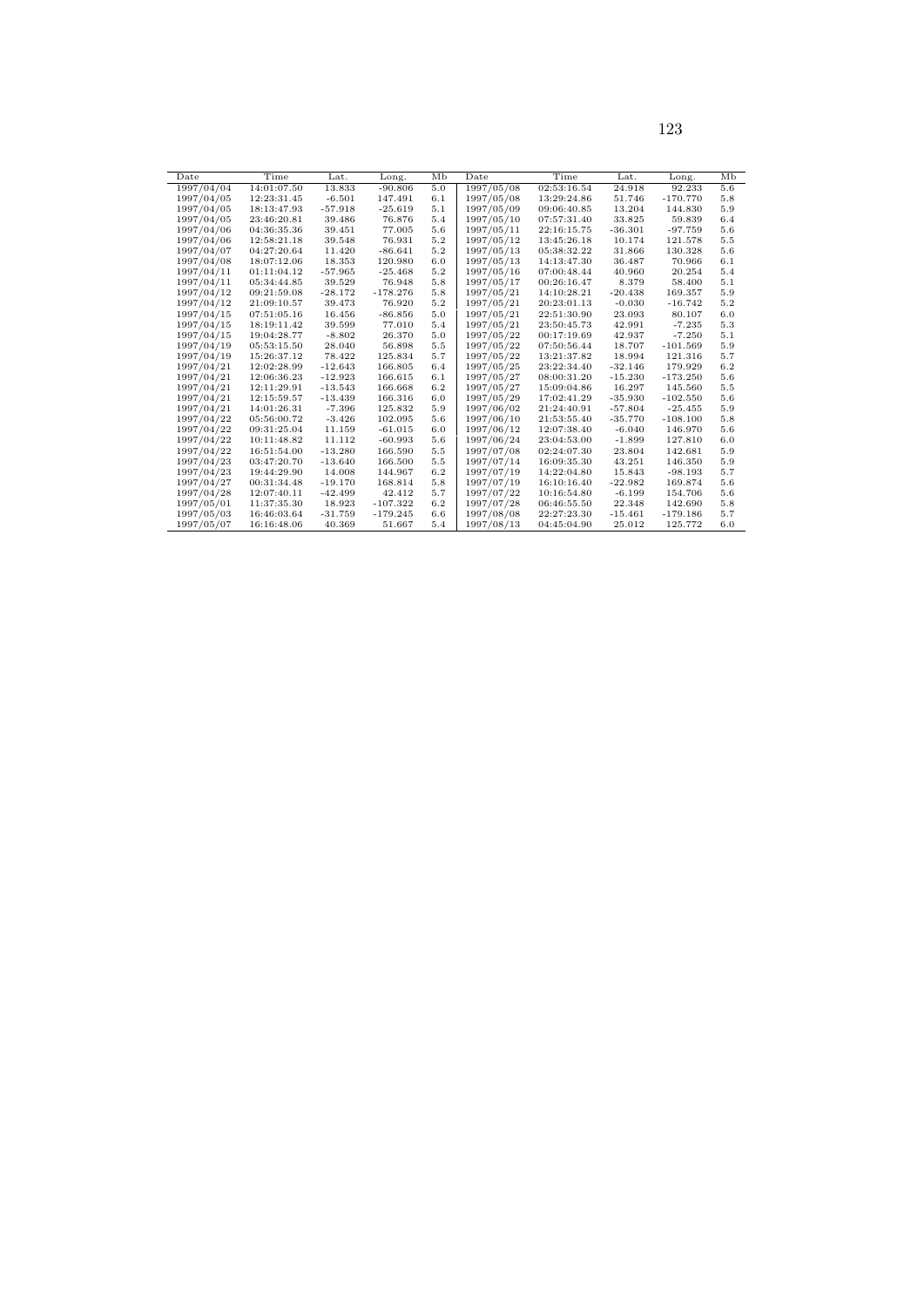| Date | Time | Lat. | Long. | Mb | Date | Time | Lat. | Long. | Mb |
|---|---|---|---|---|---|---|---|---|---|
| 1997/04/04 | 14:01:07.50 | 13.833 | -90.806 | 5.0 | 1997/05/08 | 02:53:16.54 | 24.918 | 92.233 | 5.6 |
| 1997/04/05 | 12:23:31.45 | -6.501 | 147.491 | 6.1 | 1997/05/08 | 13:29:24.86 | 51.746 | -170.770 | 5.8 |
| 1997/04/05 | 18:13:47.93 | -57.918 | -25.619 | 5.1 | 1997/05/09 | 09:06:40.85 | 13.204 | 144.830 | 5.9 |
| 1997/04/05 | 23:46:20.81 | 39.486 | 76.876 | 5.4 | 1997/05/10 | 07:57:31.40 | 33.825 | 59.839 | 6.4 |
| 1997/04/06 | 04:36:35.36 | 39.451 | 77.005 | 5.6 | 1997/05/11 | 22:16:15.75 | -36.301 | -97.759 | 5.6 |
| 1997/04/06 | 12:58:21.18 | 39.548 | 76.931 | 5.2 | 1997/05/12 | 13:45:26.18 | 10.174 | 121.578 | 5.5 |
| 1997/04/07 | 04:27:20.64 | 11.420 | -86.641 | 5.2 | 1997/05/13 | 05:38:32.22 | 31.866 | 130.328 | 5.6 |
| 1997/04/08 | 18:07:12.06 | 18.353 | 120.980 | 6.0 | 1997/05/13 | 14:13:47.30 | 36.487 | 70.966 | 6.1 |
| 1997/04/11 | 01:11:04.12 | -57.965 | -25.468 | 5.2 | 1997/05/16 | 07:00:48.44 | 40.960 | 20.254 | 5.4 |
| 1997/04/11 | 05:34:44.85 | 39.529 | 76.948 | 5.8 | 1997/05/17 | 00:26:16.47 | 8.379 | 58.400 | 5.1 |
| 1997/04/12 | 09:21:59.08 | -28.172 | -178.276 | 5.8 | 1997/05/21 | 14:10:28.21 | -20.438 | 169.357 | 5.9 |
| 1997/04/12 | 21:09:10.57 | 39.473 | 76.920 | 5.2 | 1997/05/21 | 20:23:01.13 | -0.030 | -16.742 | 5.2 |
| 1997/04/15 | 07:51:05.16 | 16.456 | -86.856 | 5.0 | 1997/05/21 | 22:51:30.90 | 23.093 | 80.107 | 6.0 |
| 1997/04/15 | 18:19:11.42 | 39.599 | 77.010 | 5.4 | 1997/05/21 | 23:50:45.73 | 42.991 | -7.235 | 5.3 |
| 1997/04/15 | 19:04:28.77 | -8.802 | 26.370 | 5.0 | 1997/05/22 | 00:17:19.69 | 42.937 | -7.250 | 5.1 |
| 1997/04/19 | 05:53:15.50 | 28.040 | 56.898 | 5.5 | 1997/05/22 | 07:50:56.44 | 18.707 | -101.569 | 5.9 |
| 1997/04/19 | 15:26:37.12 | 78.422 | 125.834 | 5.7 | 1997/05/22 | 13:21:37.82 | 18.994 | 121.316 | 5.7 |
| 1997/04/21 | 12:02:28.99 | -12.643 | 166.805 | 6.4 | 1997/05/25 | 23:22:34.40 | -32.146 | 179.929 | 6.2 |
| 1997/04/21 | 12:06:36.23 | -12.923 | 166.615 | 6.1 | 1997/05/27 | 08:00:31.20 | -15.230 | -173.250 | 5.6 |
| 1997/04/21 | 12:11:29.91 | -13.543 | 166.668 | 6.2 | 1997/05/27 | 15:09:04.86 | 16.297 | 145.560 | 5.5 |
| 1997/04/21 | 12:15:59.57 | -13.439 | 166.316 | 6.0 | 1997/05/29 | 17:02:41.29 | -35.930 | -102.550 | 5.6 |
| 1997/04/21 | 14:01:26.31 | -7.396 | 125.832 | 5.9 | 1997/06/02 | 21:24:40.91 | -57.804 | -25.455 | 5.9 |
| 1997/04/22 | 05:56:00.72 | -3.426 | 102.095 | 5.6 | 1997/06/10 | 21:53:55.40 | -35.770 | -108.100 | 5.8 |
| 1997/04/22 | 09:31:25.04 | 11.159 | -61.015 | 6.0 | 1997/06/12 | 12:07:38.40 | -6.040 | 146.970 | 5.6 |
| 1997/04/22 | 10:11:48.82 | 11.112 | -60.993 | 5.6 | 1997/06/24 | 23:04:53.00 | -1.899 | 127.810 | 6.0 |
| 1997/04/22 | 16:51:54.00 | -13.280 | 166.590 | 5.5 | 1997/07/08 | 02:24:07.30 | 23.804 | 142.681 | 5.9 |
| 1997/04/23 | 03:47:20.70 | -13.640 | 166.500 | 5.5 | 1997/07/14 | 16:09:35.30 | 43.251 | 146.350 | 5.9 |
| 1997/04/23 | 19:44:29.90 | 14.008 | 144.967 | 6.2 | 1997/07/19 | 14:22:04.80 | 15.843 | -98.193 | 5.7 |
| 1997/04/27 | 00:31:34.48 | -19.170 | 168.814 | 5.8 | 1997/07/19 | 16:10:16.40 | -22.982 | 169.874 | 5.6 |
| 1997/04/28 | 12:07:40.11 | -42.499 | 42.412 | 5.7 | 1997/07/22 | 10:16:54.80 | -6.199 | 154.706 | 5.6 |
| 1997/05/01 | 11:37:35.30 | 18.923 | -107.322 | 6.2 | 1997/07/28 | 06:46:55.50 | 22.348 | 142.690 | 5.8 |
| 1997/05/03 | 16:46:03.64 | -31.759 | -179.245 | 6.6 | 1997/08/08 | 22:27:23.30 | -15.461 | -179.186 | 5.7 |
| 1997/05/07 | 16:16:48.06 | 40.369 | 51.667 | 5.4 | 1997/08/13 | 04:45:04.90 | 25.012 | 125.772 | 6.0 |